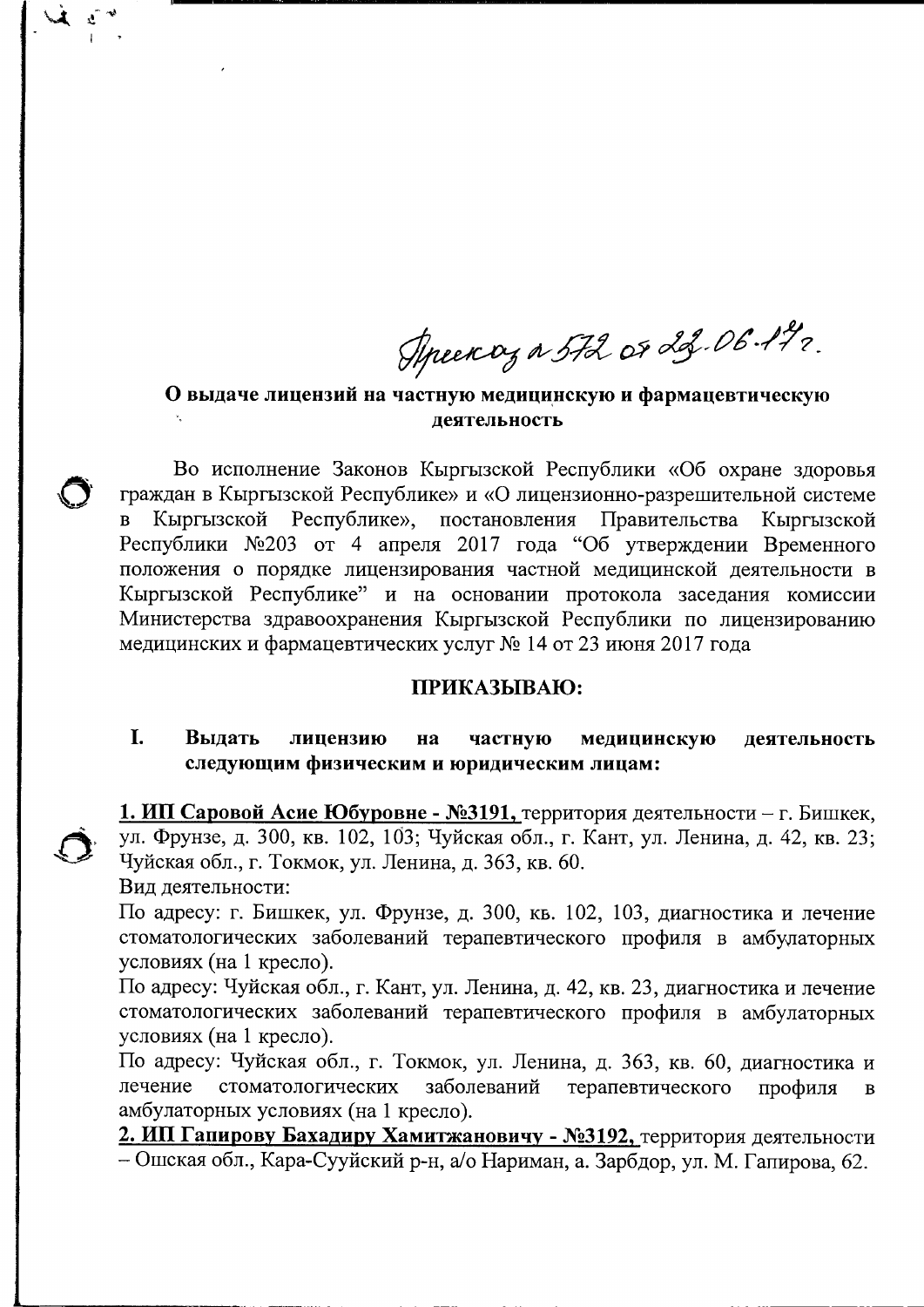Приказ № 572 от 23.06.17 г.

**О выдаче лицензий на частную медицинскую и фармацевтическую деятельность**

Во исполнение Законов Кыргызской Республики «Об охране здоровья граждан в Кыргызской Республике» и «О лицензионно-разрешительной системе в Кыргызской Республике», постановления Правительства Кыргызской Республики №203 от 4 апреля 2017 года "Об утверждении Временного положения о порядке лицензирования частной медицинской деятельности в Кыргызской Республике" и на основании протокола заседания комиссии Министерства здравоохранения Кыргызской Республики по лицензированию медицинских и фармацевтических услуг № 14 от 23 июня 2017 года

**ПРИКАЗЫВАЮ:**

**I. Выдать лицензию на частную медицинскую деятельность следующим физическим и юридическим лицам:**

**1. ИП Саровой Асие Юбуровне - №3191,** территория деятельности – г. Бишкек, ул. Фрунзе, д. 300, кв. 102, 103; Чуйская обл., г. Кант, ул. Ленина, д. 42, кв. 23; Чуйская обл., г. Токмок, ул. Ленина, д. 363, кв. 60.

Вид деятельности:

По адресу: г. Бишкек, ул. Фрунзе, д. 300, кв. 102, 103, диагностика и лечение стоматологических заболеваний терапевтического профиля в амбулаторных условиях (на 1 кресло).

По адресу: Чуйская обл., г. Кант, ул. Ленина, д. 42, кв. 23, диагностика и лечение стоматологических заболеваний терапевтического профиля в амбулаторных условиях (на 1 кресло).

По адресу: Чуйская обл., г. Токмок, ул. Ленина, д. 363, кв. 60, диагностика и лечение стоматологических заболеваний терапевтического профиля в амбулаторных условиях (на 1 кресло).

**2. ИП Гапирову Бахадиру Хамитжановичу - №3192,** территория деятельности – Ошская обл., Кара-Сууйский р-н, а/о Нариман, а. Зарбдор, ул. М. Гапирова, 62.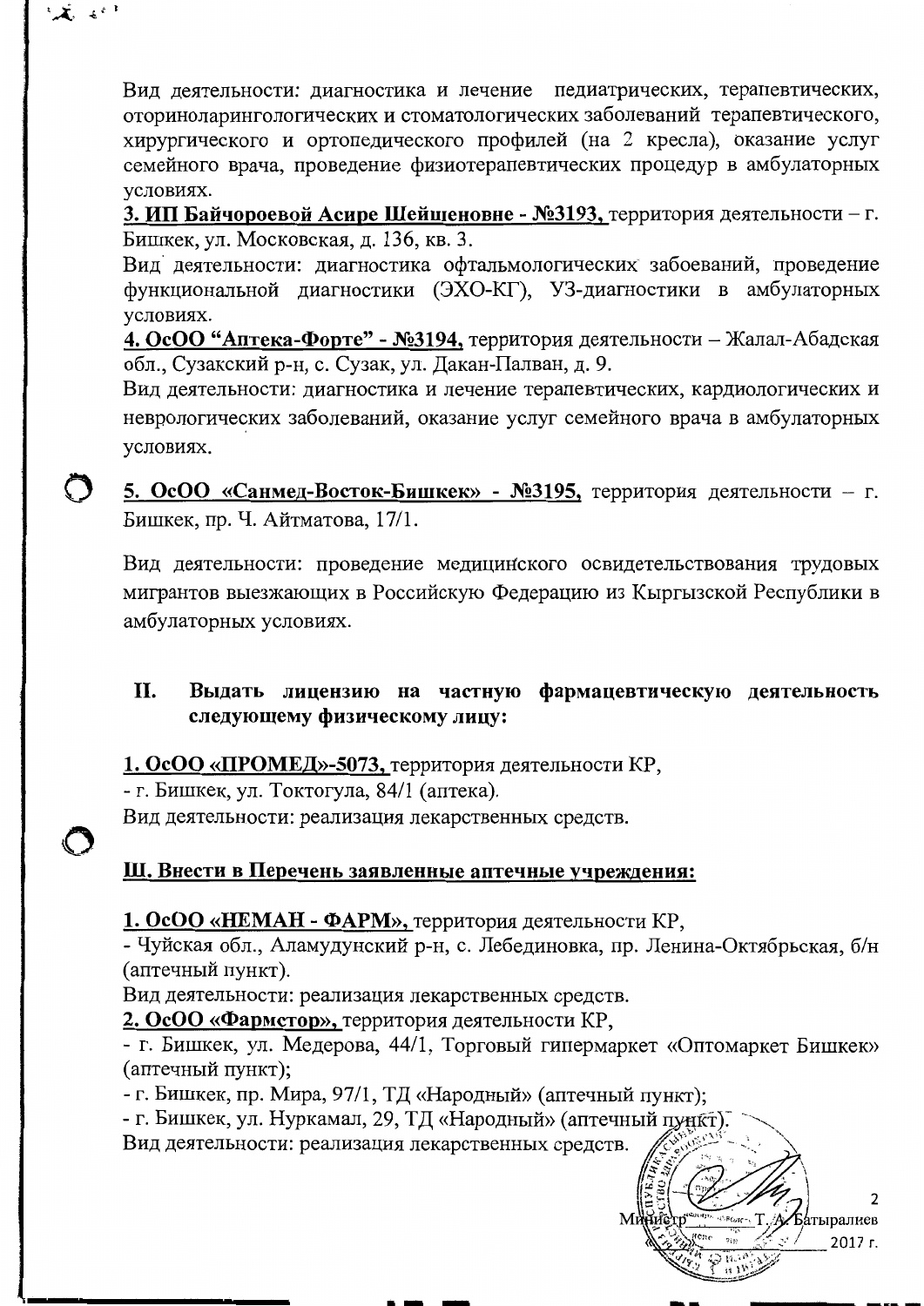Вид деятельности: диагностика и лечение педиатрических, терапевтических, оториноларингологических и стоматологических заболеваний терапевтического, хирургического и ортопедического профилей (на 2 кресла), оказание услуг семейного врача, проведение физиотерапевтических процедур в амбулаторных условиях.

**3. ИП Байчороевой Асире Шейшеновне - №3193,** территория деятельности – г. Бишкек, ул. Московская, д. 136, кв. 3.

Вид деятельности: диагностика офтальмологических забоеваний, проведение функциональной диагностики (ЭХО-КГ), УЗ-диагностики в амбулаторных условиях.

**4. ОсОО "Аптека-Форте" - №3194,** территория деятельности – Жалал-Абадская обл., Сузакский р-н, с. Сузак, ул. Дакан-Палван, д. 9.

Вид деятельности: диагностика и лечение терапевтических, кардиологических и неврологических заболеваний, оказание услуг семейного врача в амбулаторных условиях.

**5. ОсОО «Санмед-Восток-Бишкек» - №3195,** территория деятельности – г. Бишкек, пр. Ч. Айтматова, 17/1.

Вид деятельности: проведение медицинского освидетельствования трудовых мигрантов выезжающих в Российскую Федерацию из Кыргызской Республики в амбулаторных условиях.

## II. Выдать лицензию на частную фармацевтическую деятельность следующему физическому лицу:

**1. ОсОО «ПРОМЕД»-5073,** территория деятельности КР,
- г. Бишкек, ул. Токтогула, 84/1 (аптека).

Вид деятельности: реализация лекарственных средств.

## Ш. Внести в Перечень заявленные аптечные учреждения:

**1. ОсОО «НЕМАН - ФАРМ»,** территория деятельности КР,
- Чуйская обл., Аламудунский р-н, с. Лебединовка, пр. Ленина-Октябрьская, б/н (аптечный пункт).

Вид деятельности: реализация лекарственных средств.

**2. ОсОО «Фармстор»,** территория деятельности КР,
- г. Бишкек, ул. Медерова, 44/1, Торговый гипермаркет «Оптомаркет Бишкек» (аптечный пункт);
- г. Бишкек, пр. Мира, 97/1, ТД «Народный» (аптечный пункт);
- г. Бишкек, ул. Нуркамал, 29, ТД «Народный» (аптечный пункт).

Вид деятельности: реализация лекарственных средств.

Министр Т. А. Батыралиев

2017 г.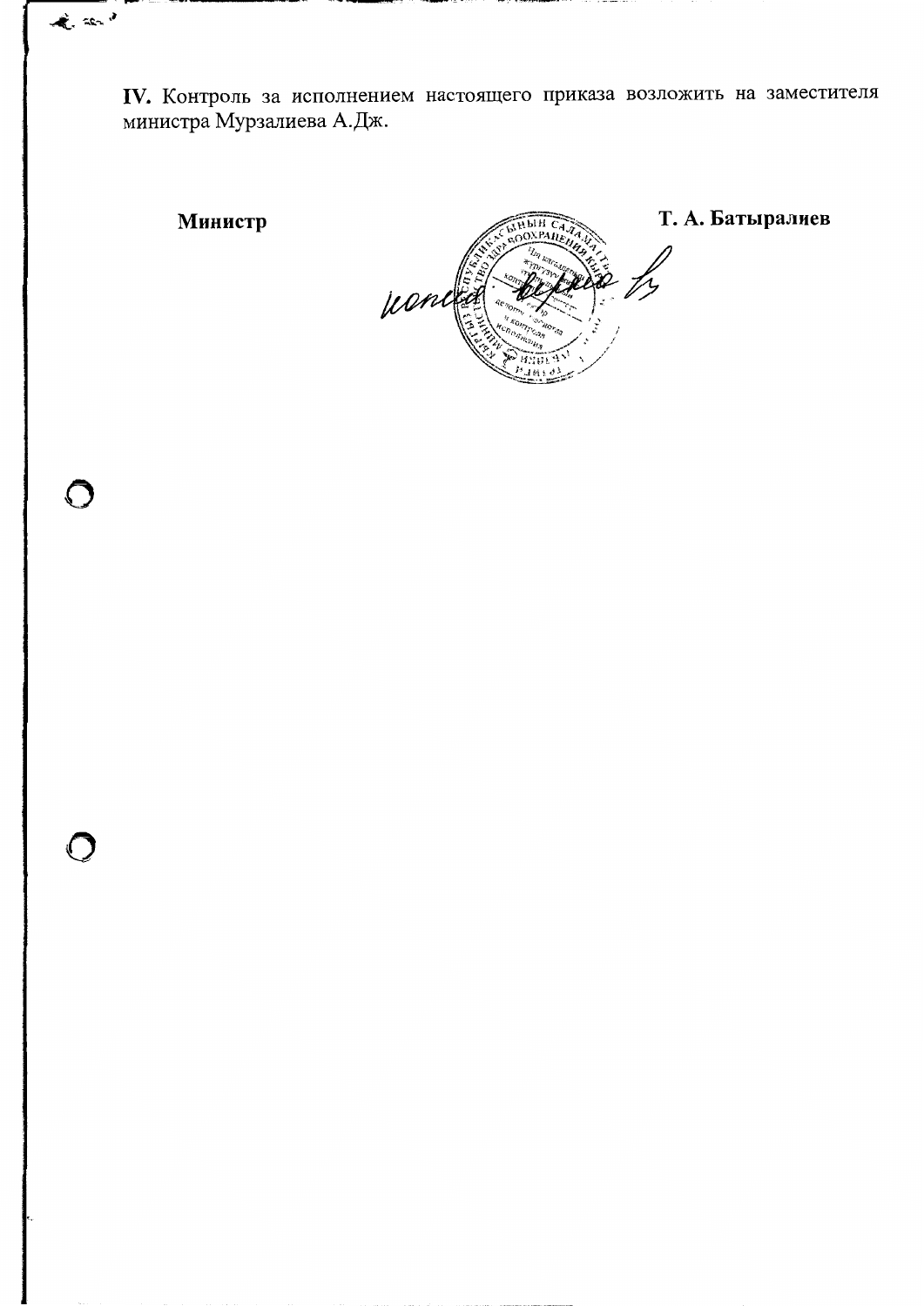**IV.** Контроль за исполнением настоящего приказа возложить на заместителя министра Мурзалиева А.Дж.

**Министр** **Т. А. Батыралиев**